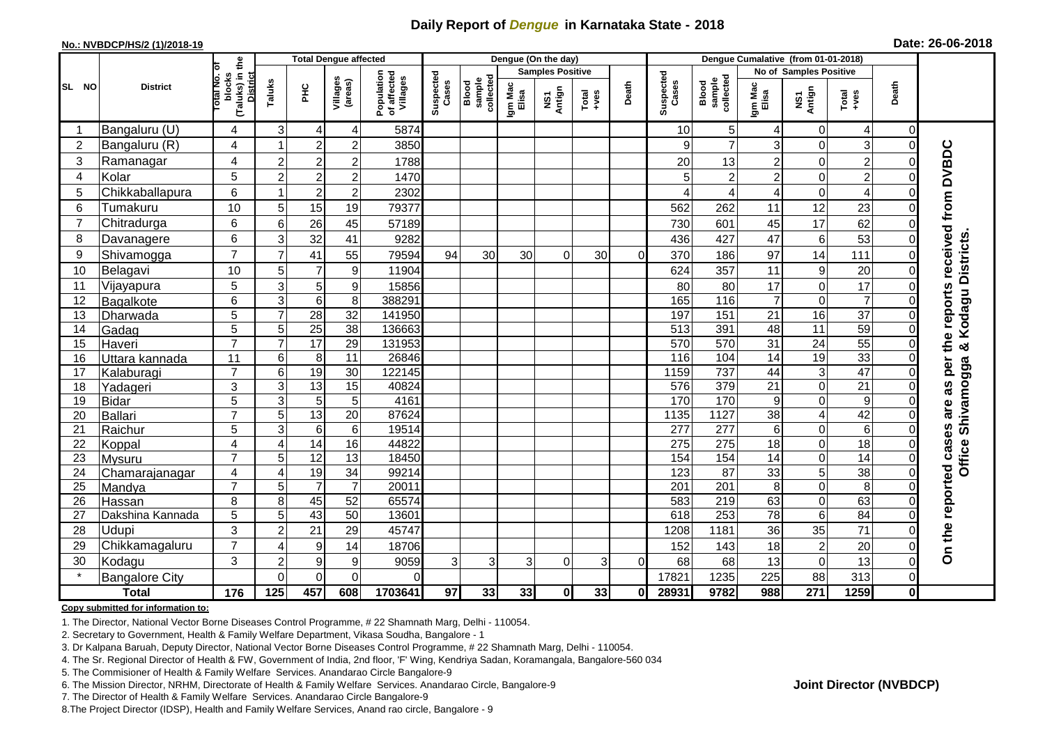# Daily Report of *Dengue* in Karnataka State - 2018

**No.: NVBDCP/HS/2 (1)/2018-19** **Date: 26-06-2018**

| SL NO | District | Total No. of blocks (Taluks) in the District | Total Dengue affected | | | | Dengue (On the day) | | | | | | | Dengue Cumalative (from 01-01-2018) | | | | | | | |
|---|---|---|---|---|---|---|---|---|---|---|---|---|---|---|---|---|---|---|---|---|
| | | | Taluks | PHC | Villages (areas) | Population of affected Villages | Suspected Cases | Blood sample collected | Samples Positive | | | Death | Suspected Cases | Blood sample collected | No of Samples Positive | | | Death | |
| | | | | | | | | | Igm Mac Elisa | NS1 Antign | Total +ves | | | | Igm Mac Elisa | NS1 Antign | Total +ves | | |
| 1 | Bangaluru (U) | 4 | 3 | 4 | 4 | 5874 | | | | | | | 10 | 5 | 4 | 0 | 4 | 0 | On the reported cases are as per the reports received from DVBDC Office Shivamogga & Kodagu Districts. |
| 2 | Bangaluru (R) | 4 | 1 | 2 | 2 | 3850 | | | | | | | 9 | 7 | 3 | 0 | 3 | 0 | |
| 3 | Ramanagar | 4 | 2 | 2 | 2 | 1788 | | | | | | | 20 | 13 | 2 | 0 | 2 | 0 | |
| 4 | Kolar | 5 | 2 | 2 | 2 | 1470 | | | | | | | 5 | 2 | 2 | 0 | 2 | 0 | |
| 5 | Chikkaballapura | 6 | 1 | 2 | 2 | 2302 | | | | | | | 4 | 4 | 4 | 0 | 4 | 0 | |
| 6 | Tumakuru | 10 | 5 | 15 | 19 | 79377 | | | | | | | 562 | 262 | 11 | 12 | 23 | 0 | |
| 7 | Chitradurga | 6 | 6 | 26 | 45 | 57189 | | | | | | | 730 | 601 | 45 | 17 | 62 | 0 | |
| 8 | Davanagere | 6 | 3 | 32 | 41 | 9282 | | | | | | | 436 | 427 | 47 | 6 | 53 | 0 | |
| 9 | Shivamogga | 7 | 7 | 41 | 55 | 79594 | 94 | 30 | 30 | 0 | 30 | 0 | 370 | 186 | 97 | 14 | 111 | 0 | |
| 10 | Belagavi | 10 | 5 | 7 | 9 | 11904 | | | | | | | 624 | 357 | 11 | 9 | 20 | 0 | |
| 11 | Vijayapura | 5 | 3 | 5 | 9 | 15856 | | | | | | | 80 | 80 | 17 | 0 | 17 | 0 | |
| 12 | Bagalkote | 6 | 3 | 6 | 8 | 388291 | | | | | | | 165 | 116 | 7 | 0 | 7 | 0 | |
| 13 | Dharwada | 5 | 7 | 28 | 32 | 141950 | | | | | | | 197 | 151 | 21 | 16 | 37 | 0 | |
| 14 | Gadag | 5 | 5 | 25 | 38 | 136663 | | | | | | | 513 | 391 | 48 | 11 | 59 | 0 | |
| 15 | Haveri | 7 | 7 | 17 | 29 | 131953 | | | | | | | 570 | 570 | 31 | 24 | 55 | 0 | |
| 16 | Uttara kannada | 11 | 6 | 8 | 11 | 26846 | | | | | | | 116 | 104 | 14 | 19 | 33 | 0 | |
| 17 | Kalaburagi | 7 | 6 | 19 | 30 | 122145 | | | | | | | 1159 | 737 | 44 | 3 | 47 | 0 | |
| 18 | Yadageri | 3 | 3 | 13 | 15 | 40824 | | | | | | | 576 | 379 | 21 | 0 | 21 | 0 | |
| 19 | Bidar | 5 | 3 | 5 | 5 | 4161 | | | | | | | 170 | 170 | 9 | 0 | 9 | 0 | |
| 20 | Ballari | 7 | 5 | 13 | 20 | 87624 | | | | | | | 1135 | 1127 | 38 | 4 | 42 | 0 | |
| 21 | Raichur | 5 | 3 | 6 | 6 | 19514 | | | | | | | 277 | 277 | 6 | 0 | 6 | 0 | |
| 22 | Koppal | 4 | 4 | 14 | 16 | 44822 | | | | | | | 275 | 275 | 18 | 0 | 18 | 0 | |
| 23 | Mysuru | 7 | 5 | 12 | 13 | 18450 | | | | | | | 154 | 154 | 14 | 0 | 14 | 0 | |
| 24 | Chamarajanagar | 4 | 4 | 19 | 34 | 99214 | | | | | | | 123 | 87 | 33 | 5 | 38 | 0 | |
| 25 | Mandya | 7 | 5 | 7 | 7 | 20011 | | | | | | | 201 | 201 | 8 | 0 | 8 | 0 | |
| 26 | Hassan | 8 | 8 | 45 | 52 | 65574 | | | | | | | 583 | 219 | 63 | 0 | 63 | 0 | |
| 27 | Dakshina Kannada | 5 | 5 | 43 | 50 | 13601 | | | | | | | 618 | 253 | 78 | 6 | 84 | 0 | |
| 28 | Udupi | 3 | 2 | 21 | 29 | 45747 | | | | | | | 1208 | 1181 | 36 | 35 | 71 | 0 | |
| 29 | Chikkamagaluru | 7 | 4 | 9 | 14 | 18706 | | | | | | | 152 | 143 | 18 | 2 | 20 | 0 | |
| 30 | Kodagu | 3 | 2 | 9 | 9 | 9059 | 3 | 3 | 3 | 0 | 3 | 0 | 68 | 68 | 13 | 0 | 13 | 0 | |
| * | Bangalore City | | 0 | 0 | 0 | 0 | | | | | | | 17821 | 1235 | 225 | 88 | 313 | 0 | |
| **Total** | | **176** | **125** | **457** | **608** | **1703641** | **97** | **33** | **33** | **0** | **33** | **0** | **28931** | **9782** | **988** | **271** | **1259** | **0** | |

**Copy submitted for information to:**

1. The Director, National Vector Borne Diseases Control Programme, # 22 Shamnath Marg, Delhi - 110054.
2. Secretary to Government, Health & Family Welfare Department, Vikasa Soudha, Bangalore - 1
3. Dr Kalpana Baruah, Deputy Director, National Vector Borne Diseases Control Programme, # 22 Shamnath Marg, Delhi - 110054.
4. The Sr. Regional Director of Health & FW, Government of India, 2nd floor, 'F' Wing, Kendriya Sadan, Koramangala, Bangalore-560 034
5. The Commisioner of Health & Family Welfare Services. Anandarao Circle Bangalore-9
6. The Mission Director, NRHM, Directorate of Health & Family Welfare Services. Anandarao Circle, Bangalore-9
7. The Director of Health & Family Welfare Services. Anandarao Circle Bangalore-9
8. The Project Director (IDSP), Health and Family Welfare Services, Anand rao circle, Bangalore - 9

**Joint Director (NVBDCP)**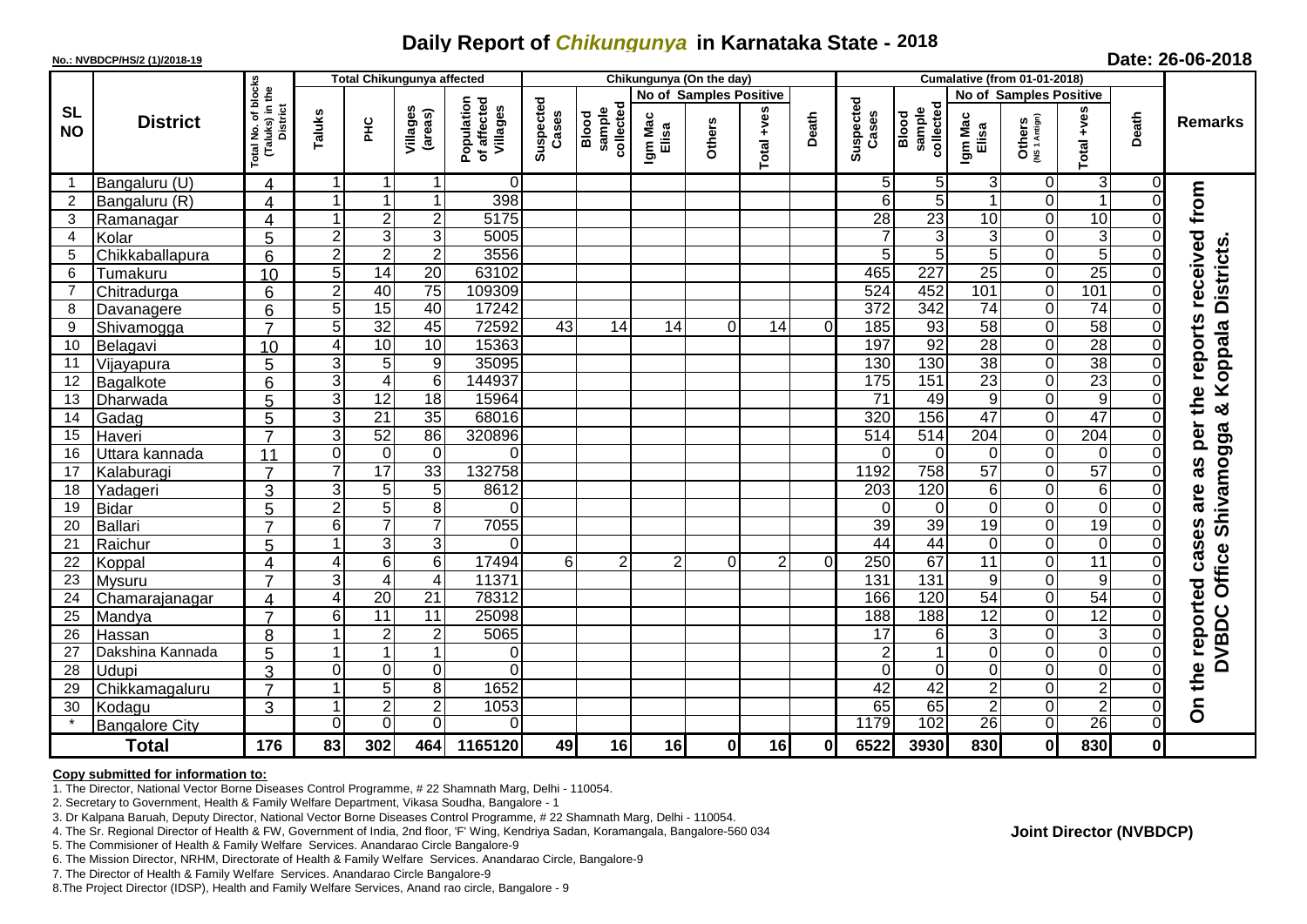# Daily Report of *Chikungunya* in Karnataka State - 2018

**No.: NVBDCP/HS/2 (1)/2018-19**

**Date: 26-06-2018**

| SL NO | District | Total No. of blocks (Taluks) in the District | Total Chikungunya affected | | | | Chikungunya (On the day) | | | | | | | Cumalative (from 01-01-2018) | | | | | | | Remarks |
|---|---|---|---|---|---|---|---|---|---|---|---|---|---|---|---|---|---|---|---|---|---|
| | | | Taluks | PHC | Villages (areas) | Population of affected Villages | Suspected Cases | Blood sample collected | No of Samples Positive | | | Death | Suspected Cases | Blood sample collected | No of Samples Positive | | | Death | |
| | | | | | | | | | Igm Mac Elisa | Others | Total +ves | | | | Igm Mac Elisa | Others (NS 1 Antign) | Total +ves | | |
| 1 | Bangaluru (U) | 4 | 1 | 1 | 1 | 0 | | | | | | | 5 | 5 | 3 | 0 | 3 | 0 | On the reported cases are as per the reports received from DVBDC Office Shivamogga & Koppala Districts. |
| 2 | Bangaluru (R) | 4 | 1 | 1 | 1 | 398 | | | | | | | 6 | 5 | 1 | 0 | 1 | 0 | |
| 3 | Ramanagar | 4 | 1 | 2 | 2 | 5175 | | | | | | | 28 | 23 | 10 | 0 | 10 | 0 | |
| 4 | Kolar | 5 | 2 | 3 | 3 | 5005 | | | | | | | 7 | 3 | 3 | 0 | 3 | 0 | |
| 5 | Chikkaballapura | 6 | 2 | 2 | 2 | 3556 | | | | | | | 5 | 5 | 5 | 0 | 5 | 0 | |
| 6 | Tumakuru | 10 | 5 | 14 | 20 | 63102 | | | | | | | 465 | 227 | 25 | 0 | 25 | 0 | |
| 7 | Chitradurga | 6 | 2 | 40 | 75 | 109309 | | | | | | | 524 | 452 | 101 | 0 | 101 | 0 | |
| 8 | Davanagere | 6 | 5 | 15 | 40 | 17242 | | | | | | | 372 | 342 | 74 | 0 | 74 | 0 | |
| 9 | Shivamogga | 7 | 5 | 32 | 45 | 72592 | 43 | 14 | 14 | 0 | 14 | 0 | 185 | 93 | 58 | 0 | 58 | 0 | |
| 10 | Belagavi | 10 | 4 | 10 | 10 | 15363 | | | | | | | 197 | 92 | 28 | 0 | 28 | 0 | |
| 11 | Vijayapura | 5 | 3 | 5 | 9 | 35095 | | | | | | | 130 | 130 | 38 | 0 | 38 | 0 | |
| 12 | Bagalkote | 6 | 3 | 4 | 6 | 144937 | | | | | | | 175 | 151 | 23 | 0 | 23 | 0 | |
| 13 | Dharwada | 5 | 3 | 12 | 18 | 15964 | | | | | | | 71 | 49 | 9 | 0 | 9 | 0 | |
| 14 | Gadag | 5 | 3 | 21 | 35 | 68016 | | | | | | | 320 | 156 | 47 | 0 | 47 | 0 | |
| 15 | Haveri | 7 | 3 | 52 | 86 | 320896 | | | | | | | 514 | 514 | 204 | 0 | 204 | 0 | |
| 16 | Uttara kannada | 11 | 0 | 0 | 0 | 0 | | | | | | | 0 | 0 | 0 | 0 | 0 | 0 | |
| 17 | Kalaburagi | 7 | 7 | 17 | 33 | 132758 | | | | | | | 1192 | 758 | 57 | 0 | 57 | 0 | |
| 18 | Yadageri | 3 | 3 | 5 | 5 | 8612 | | | | | | | 203 | 120 | 6 | 0 | 6 | 0 | |
| 19 | Bidar | 5 | 2 | 5 | 8 | 0 | | | | | | | 0 | 0 | 0 | 0 | 0 | 0 | |
| 20 | Ballari | 7 | 6 | 7 | 7 | 7055 | | | | | | | 39 | 39 | 19 | 0 | 19 | 0 | |
| 21 | Raichur | 5 | 1 | 3 | 3 | 0 | | | | | | | 44 | 44 | 0 | 0 | 0 | 0 | |
| 22 | Koppal | 4 | 4 | 6 | 6 | 17494 | 6 | 2 | 2 | 0 | 2 | 0 | 250 | 67 | 11 | 0 | 11 | 0 | |
| 23 | Mysuru | 7 | 3 | 4 | 4 | 11371 | | | | | | | 131 | 131 | 9 | 0 | 9 | 0 | |
| 24 | Chamarajanagar | 4 | 4 | 20 | 21 | 78312 | | | | | | | 166 | 120 | 54 | 0 | 54 | 0 | |
| 25 | Mandya | 7 | 6 | 11 | 11 | 25098 | | | | | | | 188 | 188 | 12 | 0 | 12 | 0 | |
| 26 | Hassan | 8 | 1 | 2 | 2 | 5065 | | | | | | | 17 | 6 | 3 | 0 | 3 | 0 | |
| 27 | Dakshina Kannada | 5 | 1 | 1 | 1 | 0 | | | | | | | 2 | 1 | 0 | 0 | 0 | 0 | |
| 28 | Udupi | 3 | 0 | 0 | 0 | 0 | | | | | | | 0 | 0 | 0 | 0 | 0 | 0 | |
| 29 | Chikkamagaluru | 7 | 1 | 5 | 8 | 1652 | | | | | | | 42 | 42 | 2 | 0 | 2 | 0 | |
| 30 | Kodagu | 3 | 1 | 2 | 2 | 1053 | | | | | | | 65 | 65 | 2 | 0 | 2 | 0 | |
| * | Bangalore City | | 0 | 0 | 0 | 0 | | | | | | | 1179 | 102 | 26 | 0 | 26 | 0 | |
| | **Total** | **176** | **83** | **302** | **464** | **1165120** | **49** | **16** | **16** | **0** | **16** | **0** | **6522** | **3930** | **830** | **0** | **830** | **0** | |

**Copy submitted for information to:**

1. The Director, National Vector Borne Diseases Control Programme, # 22 Shamnath Marg, Delhi - 110054.
2. Secretary to Government, Health & Family Welfare Department, Vikasa Soudha, Bangalore - 1
3. Dr Kalpana Baruah, Deputy Director, National Vector Borne Diseases Control Programme, # 22 Shamnath Marg, Delhi - 110054.
4. The Sr. Regional Director of Health & FW, Government of India, 2nd floor, 'F' Wing, Kendriya Sadan, Koramangala, Bangalore-560 034
5. The Commisioner of Health & Family Welfare Services. Anandarao Circle Bangalore-9
6. The Mission Director, NRHM, Directorate of Health & Family Welfare Services. Anandarao Circle, Bangalore-9
7. The Director of Health & Family Welfare Services. Anandarao Circle Bangalore-9
8. The Project Director (IDSP), Health and Family Welfare Services, Anand rao circle, Bangalore - 9

**Joint Director (NVBDCP)**